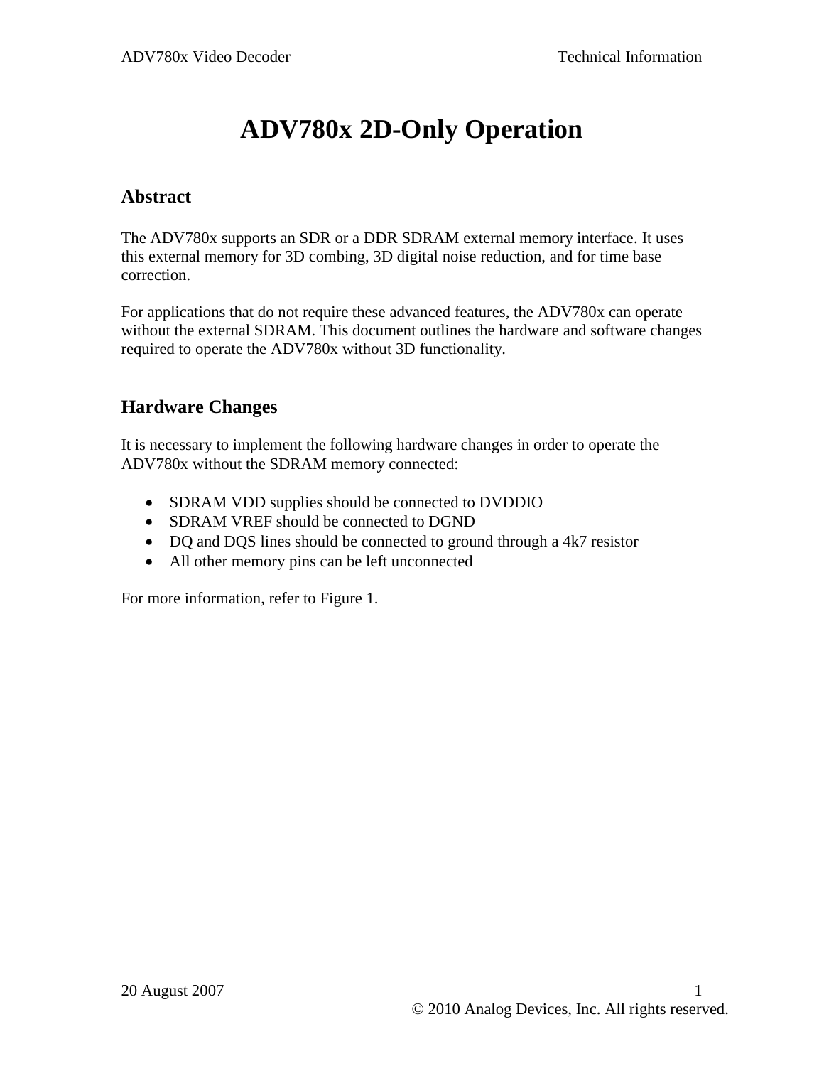# ADV780x 2D-Only Operation

## Abstract

The ADV780x supports an SDR or a DDR SDRAM external memory interface. It uses this external memory for 3D combing, 3D digital noise reduction, and for time base correction.

For applications that do not require these advanced features, the ADV780x can operate without the external SDRAM. This document outlines the hardware and software changes required to operate the ADV780x without 3D functionality.

## Hardware Changes

It is necessary to implement the following hardware changes in order to operate the ADV780x without the SDRAM memory connected:

- SDRAM VDD supplies should be connected to DVDDIO
- SDRAM VREF should be connected to DGND
- DQ and DQS lines should be connected to ground through a 4k7 resistor
- All other memory pins can be left unconnected

For more information, refer to Figure 1.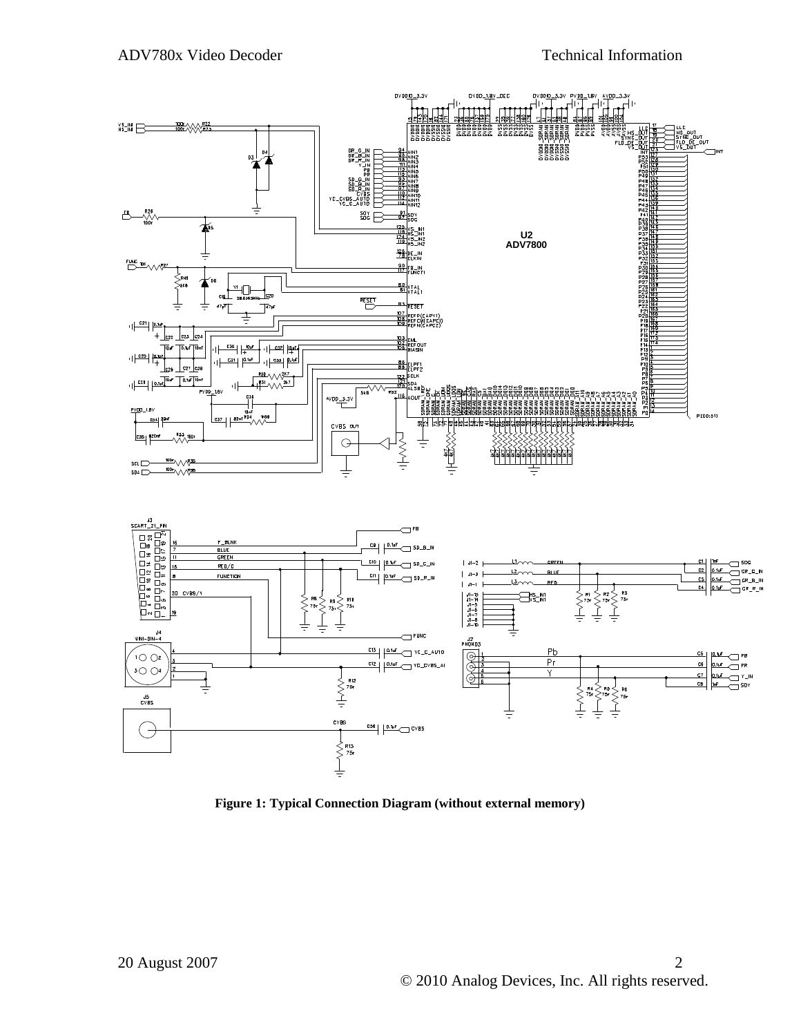**Figure 1: Typical Connection Diagram (without external memory)**

© 2010 Analog Devices, Inc. All rights reserved.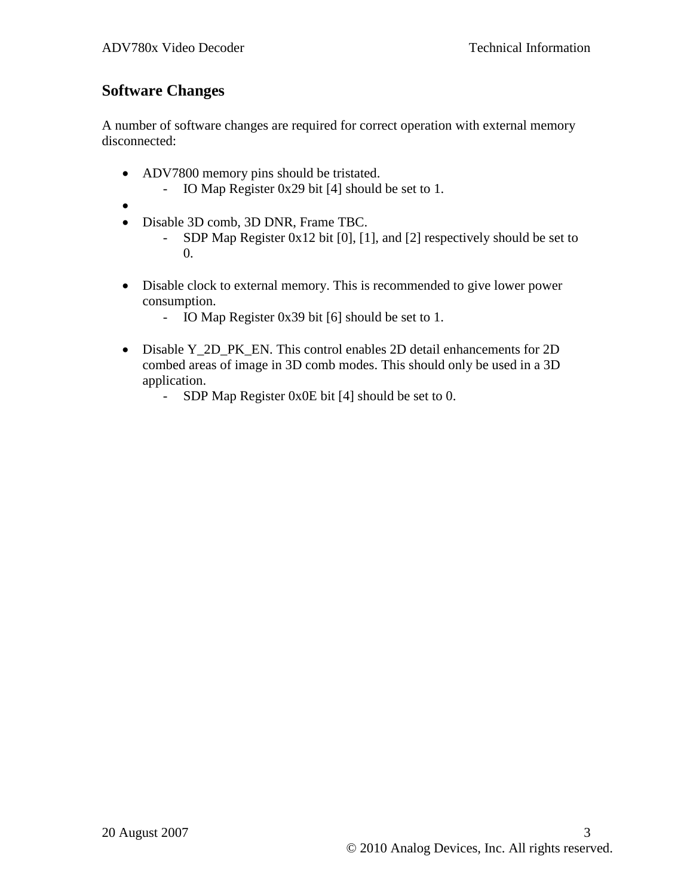## Software Changes

A number of software changes are required for correct operation with external memory disconnected:

- ADV7800 memory pins should be tristated.
  - IO Map Register 0x29 bit [4] should be set to 1.
- 
- Disable 3D comb, 3D DNR, Frame TBC.
  - SDP Map Register 0x12 bit [0], [1], and [2] respectively should be set to 0.

- Disable clock to external memory. This is recommended to give lower power consumption.
  - IO Map Register 0x39 bit [6] should be set to 1.

- Disable Y_2D_PK_EN. This control enables 2D detail enhancements for 2D combed areas of image in 3D comb modes. This should only be used in a 3D application.
  - SDP Map Register 0x0E bit [4] should be set to 0.

20 August 2007

© 2010 Analog Devices, Inc. All rights reserved.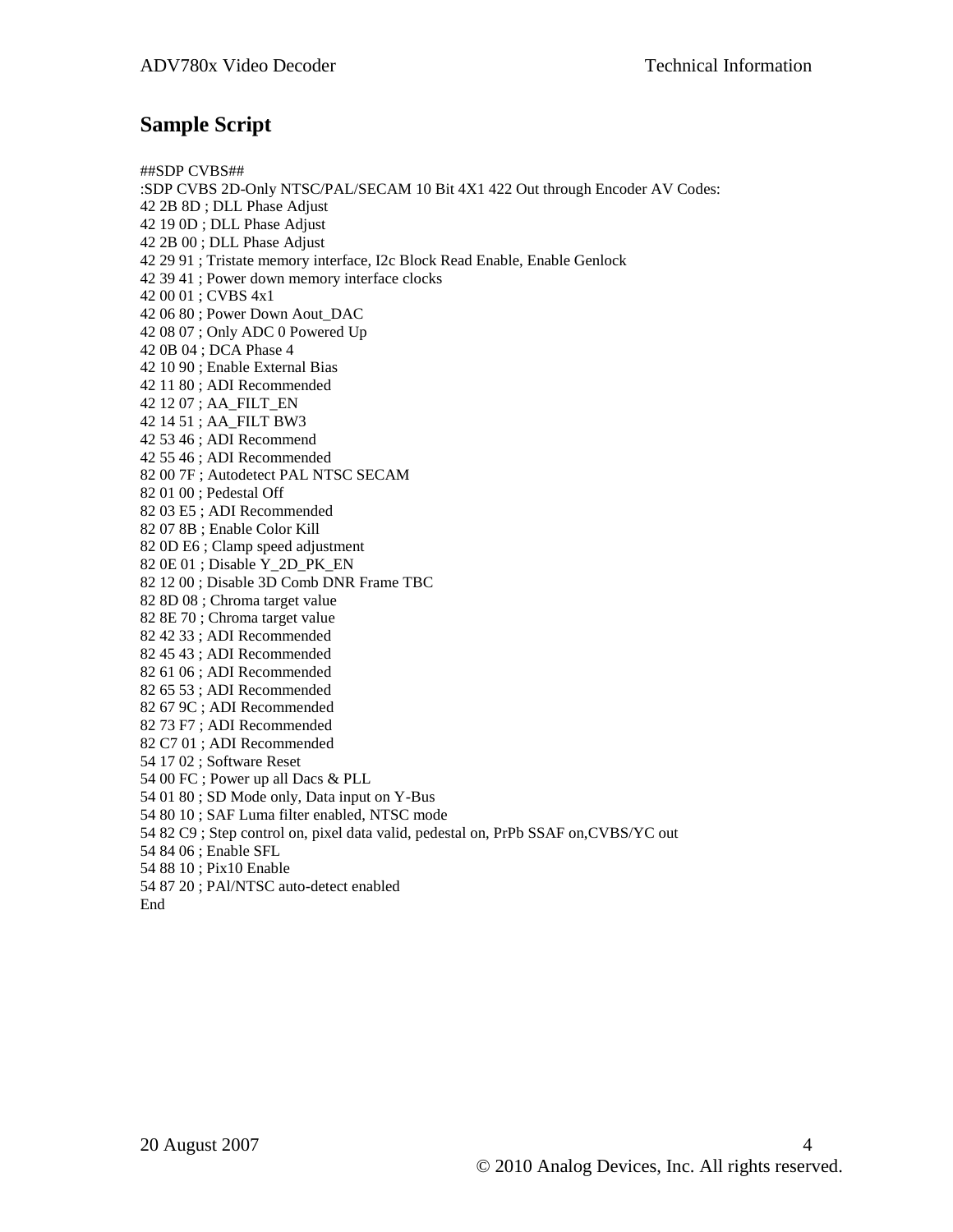## Sample Script

```
##SDP CVBS##
:SDP CVBS 2D-Only NTSC/PAL/SECAM 10 Bit 4X1 422 Out through Encoder AV Codes:
42 2B 8D ; DLL Phase Adjust
42 19 0D ; DLL Phase Adjust
42 2B 00 ; DLL Phase Adjust
42 29 91 ; Tristate memory interface, I2c Block Read Enable, Enable Genlock
42 39 41 ; Power down memory interface clocks
42 00 01 ; CVBS 4x1
42 06 80 ; Power Down Aout_DAC
42 08 07 ; Only ADC 0 Powered Up
42 0B 04 ; DCA Phase 4
42 10 90 ; Enable External Bias
42 11 80 ; ADI Recommended
42 12 07 ; AA_FILT_EN
42 14 51 ; AA_FILT BW3
42 53 46 ; ADI Recommend
42 55 46 ; ADI Recommended
82 00 7F ; Autodetect PAL NTSC SECAM
82 01 00 ; Pedestal Off
82 03 E5 ; ADI Recommended
82 07 8B ; Enable Color Kill
82 0D E6 ; Clamp speed adjustment
82 0E 01 ; Disable Y_2D_PK_EN
82 12 00 ; Disable 3D Comb DNR Frame TBC
82 8D 08 ; Chroma target value
82 8E 70 ; Chroma target value
82 42 33 ; ADI Recommended
82 45 43 ; ADI Recommended
82 61 06 ; ADI Recommended
82 65 53 ; ADI Recommended
82 67 9C ; ADI Recommended
82 73 F7 ; ADI Recommended
82 C7 01 ; ADI Recommended
54 17 02 ; Software Reset
54 00 FC ; Power up all Dacs & PLL
54 01 80 ; SD Mode only, Data input on Y-Bus
54 80 10 ; SAF Luma filter enabled, NTSC mode
54 82 C9 ; Step control on, pixel data valid, pedestal on, PrPb SSAF on,CVBS/YC out
54 84 06 ; Enable SFL
54 88 10 ; Pix10 Enable
54 87 20 ; PAl/NTSC auto-detect enabled
End
```

20 August 2007

© 2010 Analog Devices, Inc. All rights reserved.